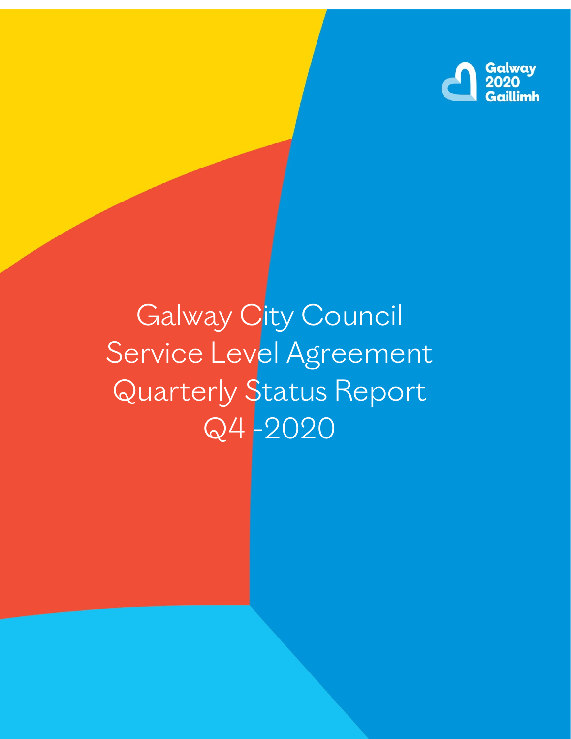Galway 2020 Gaillimh

# Galway City Council Service Level Agreement Quarterly Status Report Q4 -2020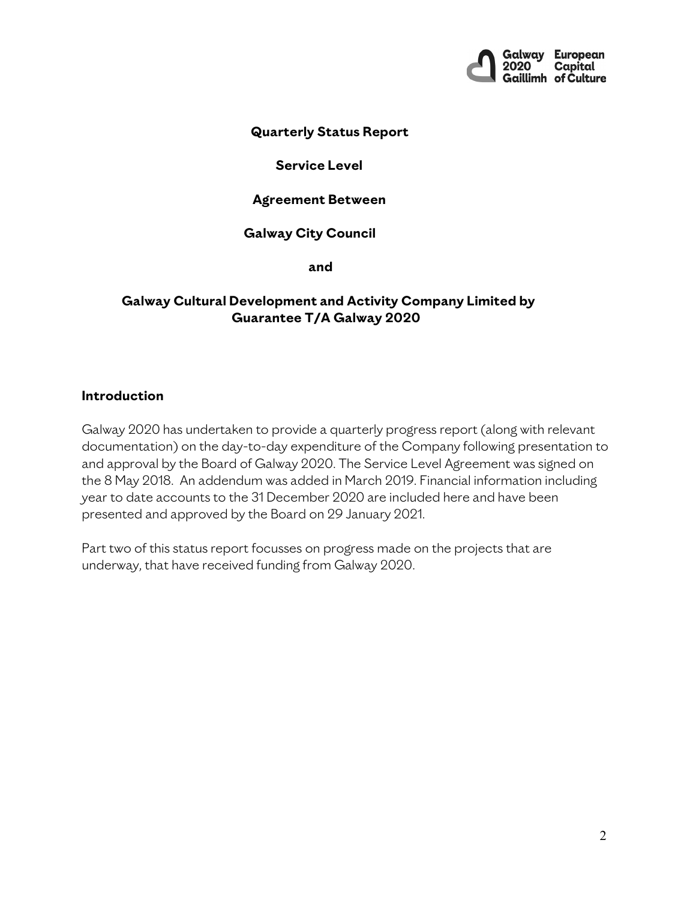**Quarterly Status Report**

**Service Level**

**Agreement Between**

**Galway City Council**

**and**

**Galway Cultural Development and Activity Company Limited by Guarantee T/A Galway 2020**

## Introduction

Galway 2020 has undertaken to provide a quarterly progress report (along with relevant documentation) on the day-to-day expenditure of the Company following presentation to and approval by the Board of Galway 2020. The Service Level Agreement was signed on the 8 May 2018. An addendum was added in March 2019. Financial information including year to date accounts to the 31 December 2020 are included here and have been presented and approved by the Board on 29 January 2021.

Part two of this status report focusses on progress made on the projects that are underway, that have received funding from Galway 2020.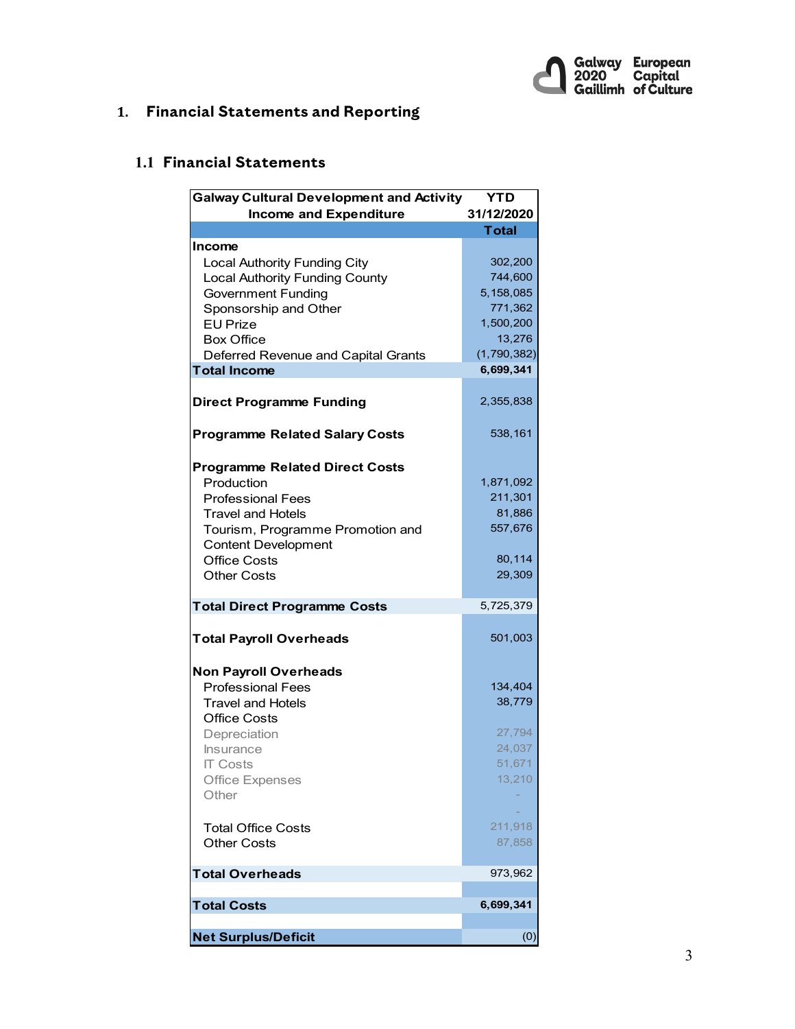# 1. Financial Statements and Reporting

## 1.1 Financial Statements

| Galway Cultural Development and Activity Income and Expenditure | YTD 31/12/2020 Total |
|---|---|
| **Income** | |
| Local Authority Funding City | 302,200 |
| Local Authority Funding County | 744,600 |
| Government Funding | 5,158,085 |
| Sponsorship and Other | 771,362 |
| EU Prize | 1,500,200 |
| Box Office | 13,276 |
| Deferred Revenue and Capital Grants | (1,790,382) |
| **Total Income** | **6,699,341** |
| **Direct Programme Funding** | 2,355,838 |
| **Programme Related Salary Costs** | 538,161 |
| **Programme Related Direct Costs** | |
| Production | 1,871,092 |
| Professional Fees | 211,301 |
| Travel and Hotels | 81,886 |
| Tourism, Programme Promotion and Content Development | 557,676 |
| Office Costs | 80,114 |
| Other Costs | 29,309 |
| **Total Direct Programme Costs** | 5,725,379 |
| **Total Payroll Overheads** | 501,003 |
| **Non Payroll Overheads** | |
| Professional Fees | 134,404 |
| Travel and Hotels | 38,779 |
| Office Costs | |
| Depreciation | 27,794 |
| Insurance | 24,037 |
| IT Costs | 51,671 |
| Office Expenses | 13,210 |
| Other | - |
| | - |
| Total Office Costs | 211,918 |
| Other Costs | 87,858 |
| **Total Overheads** | 973,962 |
| **Total Costs** | **6,699,341** |
| **Net Surplus/Deficit** | (0) |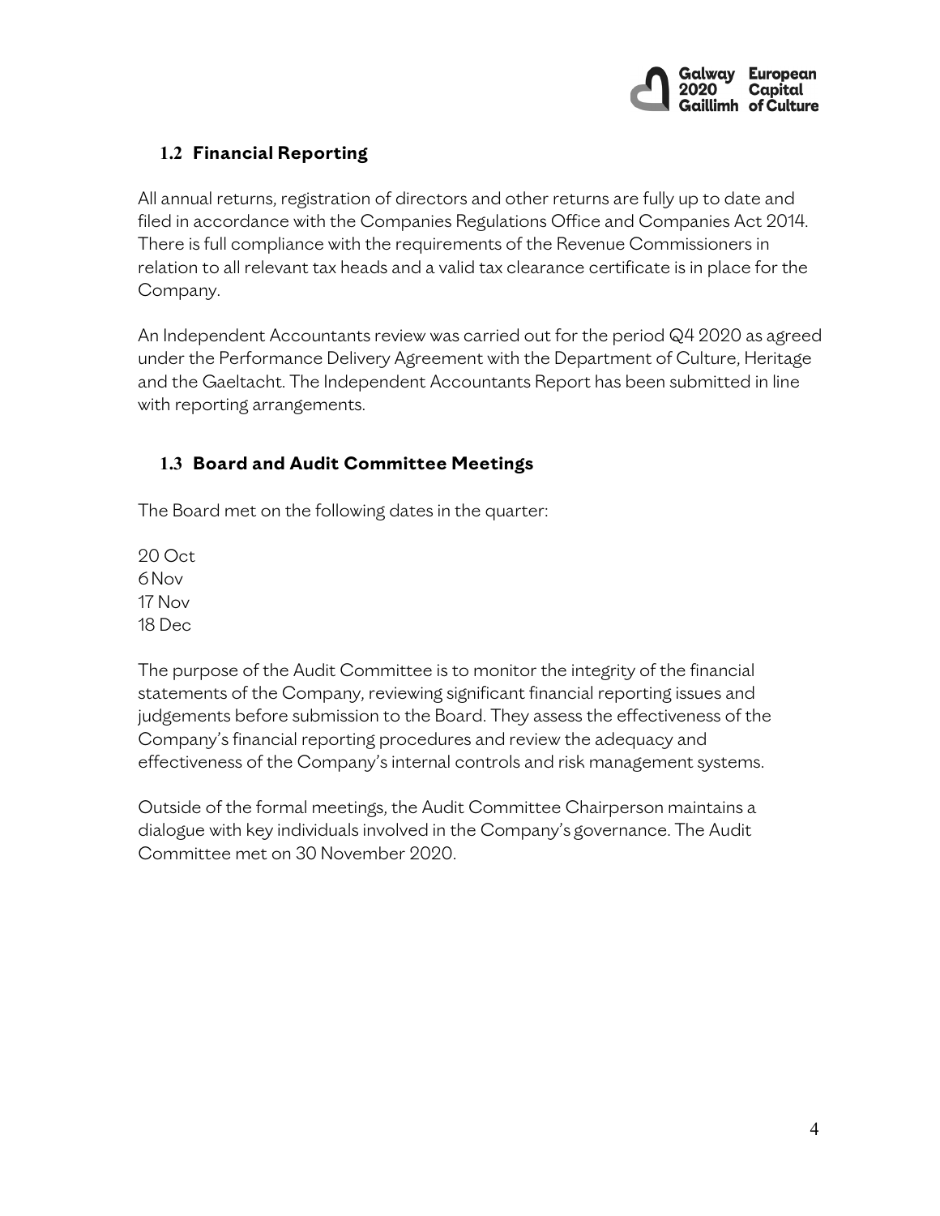## 1.2 Financial Reporting

All annual returns, registration of directors and other returns are fully up to date and filed in accordance with the Companies Regulations Office and Companies Act 2014. There is full compliance with the requirements of the Revenue Commissioners in relation to all relevant tax heads and a valid tax clearance certificate is in place for the Company.

An Independent Accountants review was carried out for the period Q4 2020 as agreed under the Performance Delivery Agreement with the Department of Culture, Heritage and the Gaeltacht. The Independent Accountants Report has been submitted in line with reporting arrangements.

## 1.3 Board and Audit Committee Meetings

The Board met on the following dates in the quarter:

20 Oct
6 Nov
17 Nov
18 Dec

The purpose of the Audit Committee is to monitor the integrity of the financial statements of the Company, reviewing significant financial reporting issues and judgements before submission to the Board. They assess the effectiveness of the Company's financial reporting procedures and review the adequacy and effectiveness of the Company's internal controls and risk management systems.

Outside of the formal meetings, the Audit Committee Chairperson maintains a dialogue with key individuals involved in the Company's governance. The Audit Committee met on 30 November 2020.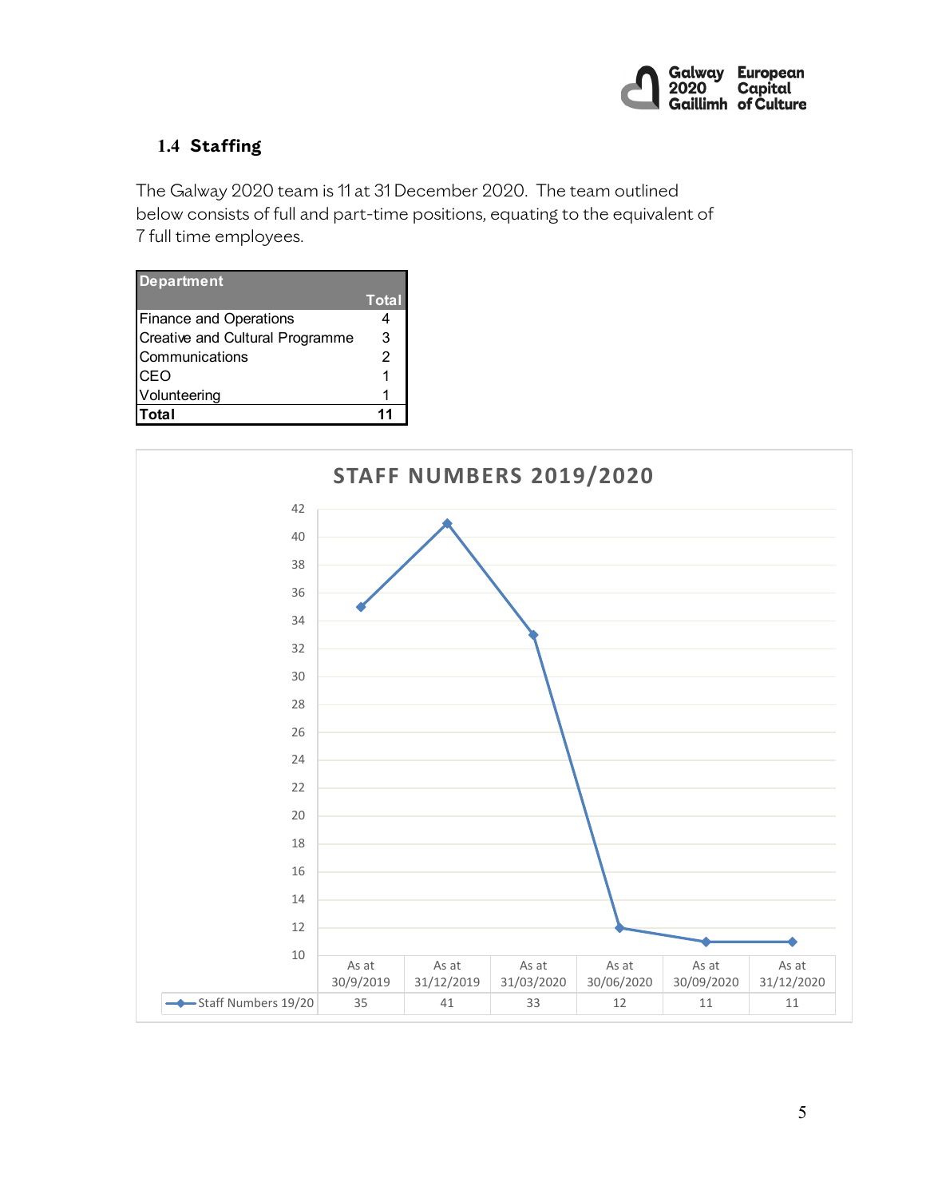## 1.4 Staffing

The Galway 2020 team is 11 at 31 December 2020. The team outlined below consists of full and part-time positions, equating to the equivalent of 7 full time employees.

| Department | Total |
|---|---|
| Finance and Operations | 4 |
| Creative and Cultural Programme | 3 |
| Communications | 2 |
| CEO | 1 |
| Volunteering | 1 |
| **Total** | **11** |

**STAFF NUMBERS 2019/2020**

| | As at 30/9/2019 | As at 31/12/2019 | As at 31/03/2020 | As at 30/06/2020 | As at 30/09/2020 | As at 31/12/2020 |
|---|---|---|---|---|---|---|
| Staff Numbers 19/20 | 35 | 41 | 33 | 12 | 11 | 11 |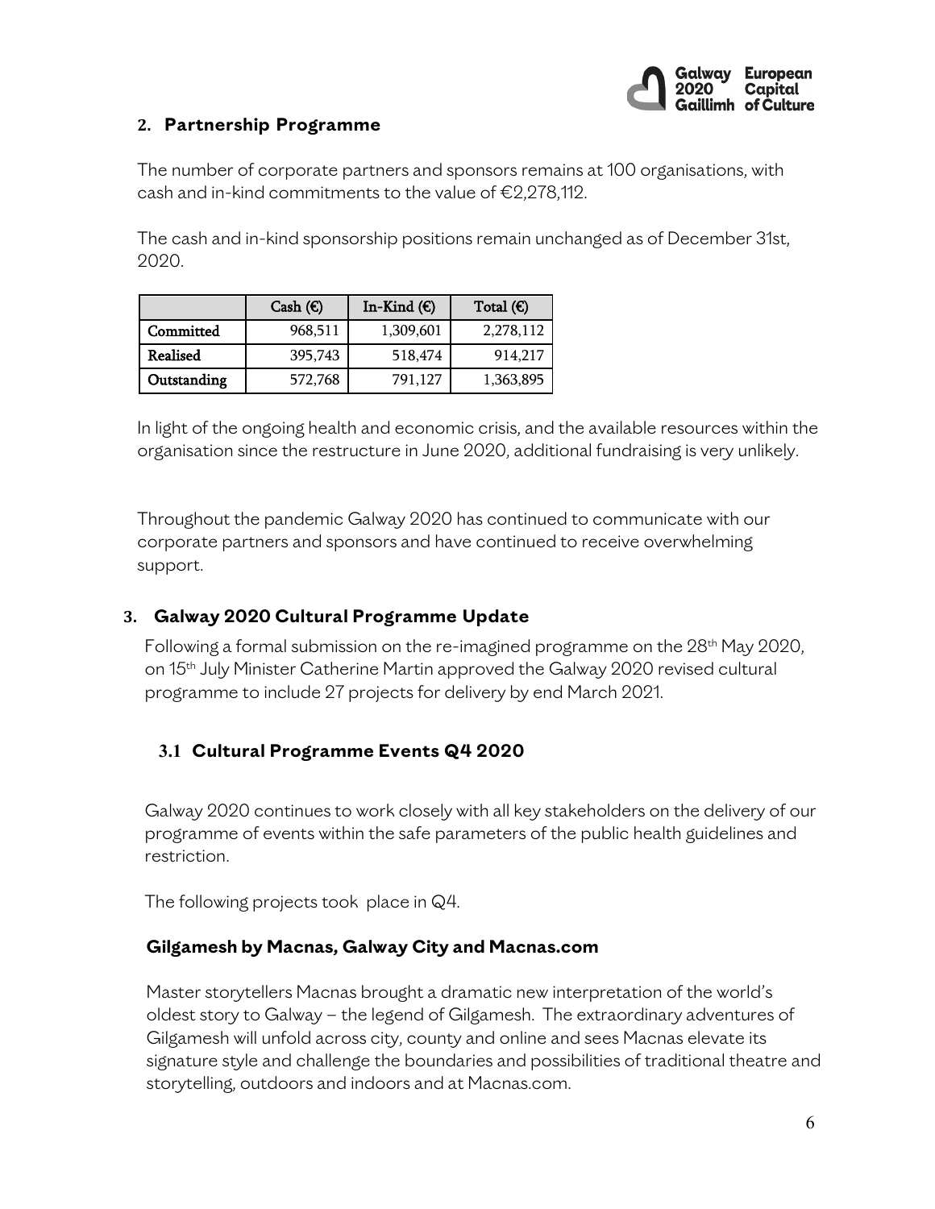## 2. Partnership Programme

The number of corporate partners and sponsors remains at 100 organisations, with cash and in-kind commitments to the value of €2,278,112.

The cash and in-kind sponsorship positions remain unchanged as of December 31st, 2020.

| | Cash (€) | In-Kind (€) | Total (€) |
|---|---|---|---|
| Committed | 968,511 | 1,309,601 | 2,278,112 |
| Realised | 395,743 | 518,474 | 914,217 |
| Outstanding | 572,768 | 791,127 | 1,363,895 |

In light of the ongoing health and economic crisis, and the available resources within the organisation since the restructure in June 2020, additional fundraising is very unlikely.

Throughout the pandemic Galway 2020 has continued to communicate with our corporate partners and sponsors and have continued to receive overwhelming support.

## 3. Galway 2020 Cultural Programme Update

Following a formal submission on the re-imagined programme on the 28th May 2020, on 15th July Minister Catherine Martin approved the Galway 2020 revised cultural programme to include 27 projects for delivery by end March 2021.

### 3.1 Cultural Programme Events Q4 2020

Galway 2020 continues to work closely with all key stakeholders on the delivery of our programme of events within the safe parameters of the public health guidelines and restriction.

The following projects took place in Q4.

**Gilgamesh by Macnas, Galway City and Macnas.com**

Master storytellers Macnas brought a dramatic new interpretation of the world's oldest story to Galway – the legend of Gilgamesh. The extraordinary adventures of Gilgamesh will unfold across city, county and online and sees Macnas elevate its signature style and challenge the boundaries and possibilities of traditional theatre and storytelling, outdoors and indoors and at Macnas.com.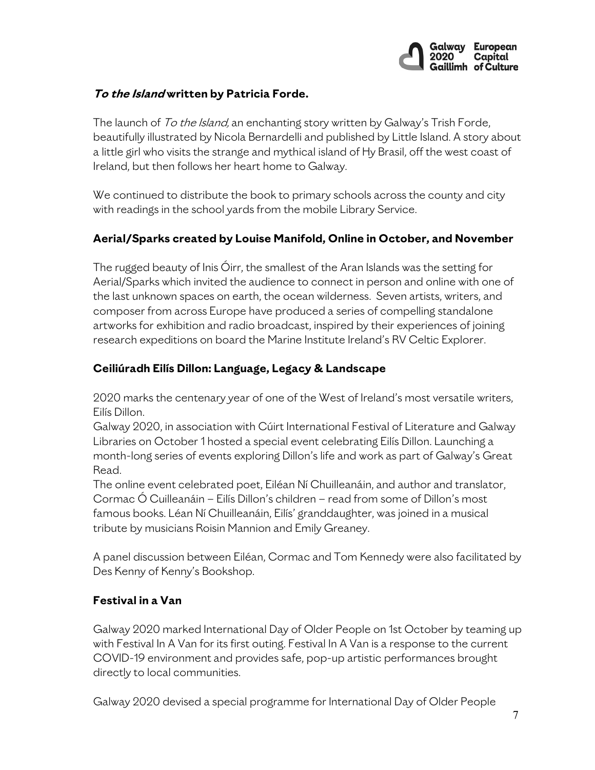### *To the Island* written by Patricia Forde.

The launch of *To the Island,* an enchanting story written by Galway's Trish Forde, beautifully illustrated by Nicola Bernardelli and published by Little Island. A story about a little girl who visits the strange and mythical island of Hy Brasil, off the west coast of Ireland, but then follows her heart home to Galway.

We continued to distribute the book to primary schools across the county and city with readings in the school yards from the mobile Library Service.

### Aerial/Sparks created by Louise Manifold, Online in October, and November

The rugged beauty of Inis Óirr, the smallest of the Aran Islands was the setting for Aerial/Sparks which invited the audience to connect in person and online with one of the last unknown spaces on earth, the ocean wilderness. Seven artists, writers, and composer from across Europe have produced a series of compelling standalone artworks for exhibition and radio broadcast, inspired by their experiences of joining research expeditions on board the Marine Institute Ireland's RV Celtic Explorer.

### Ceiliúradh Eilís Dillon: Language, Legacy & Landscape

2020 marks the centenary year of one of the West of Ireland's most versatile writers, Eilís Dillon.
Galway 2020, in association with Cúirt International Festival of Literature and Galway Libraries on October 1 hosted a special event celebrating Eilís Dillon. Launching a month-long series of events exploring Dillon's life and work as part of Galway's Great Read.
The online event celebrated poet, Eiléan Ní Chuilleanáin, and author and translator, Cormac Ó Cuilleanáin – Eilís Dillon's children – read from some of Dillon's most famous books. Léan Ní Chuilleanáin, Eilís' granddaughter, was joined in a musical tribute by musicians Roisin Mannion and Emily Greaney.

A panel discussion between Eiléan, Cormac and Tom Kennedy were also facilitated by Des Kenny of Kenny's Bookshop.

### Festival in a Van

Galway 2020 marked International Day of Older People on 1st October by teaming up with Festival In A Van for its first outing. Festival In A Van is a response to the current COVID-19 environment and provides safe, pop-up artistic performances brought directly to local communities.

Galway 2020 devised a special programme for International Day of Older People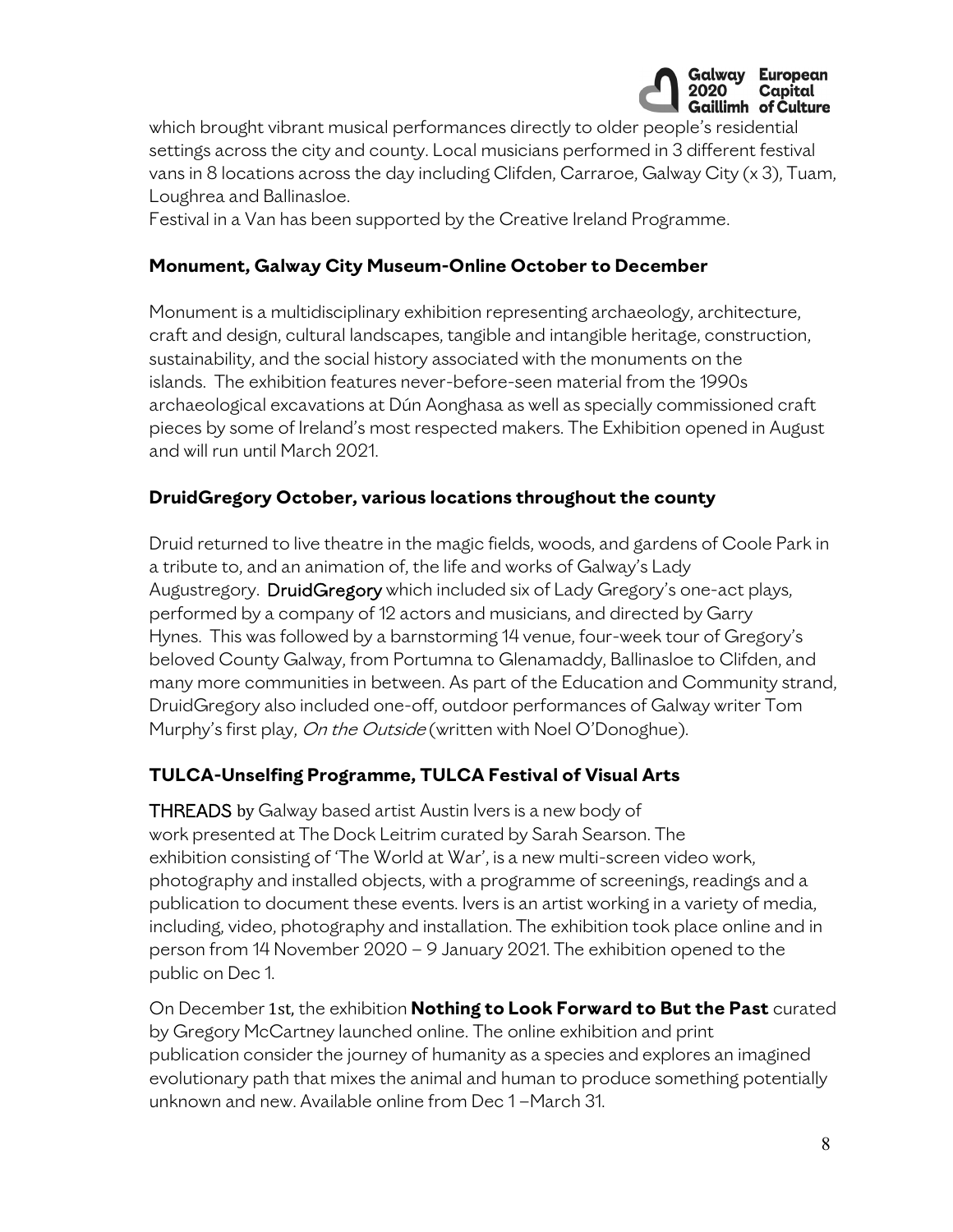which brought vibrant musical performances directly to older people's residential settings across the city and county. Local musicians performed in 3 different festival vans in 8 locations across the day including Clifden, Carraroe, Galway City (x 3), Tuam, Loughrea and Ballinasloe.

Festival in a Van has been supported by the Creative Ireland Programme.

### Monument, Galway City Museum-Online October to December

Monument is a multidisciplinary exhibition representing archaeology, architecture, craft and design, cultural landscapes, tangible and intangible heritage, construction, sustainability, and the social history associated with the monuments on the islands. The exhibition features never-before-seen material from the 1990s archaeological excavations at Dún Aonghasa as well as specially commissioned craft pieces by some of Ireland's most respected makers. The Exhibition opened in August and will run until March 2021.

### DruidGregory October, various locations throughout the county

Druid returned to live theatre in the magic fields, woods, and gardens of Coole Park in a tribute to, and an animation of, the life and works of Galway's Lady Augustregory. DruidGregory which included six of Lady Gregory's one-act plays, performed by a company of 12 actors and musicians, and directed by Garry Hynes. This was followed by a barnstorming 14 venue, four-week tour of Gregory's beloved County Galway, from Portumna to Glenamaddy, Ballinasloe to Clifden, and many more communities in between. As part of the Education and Community strand, DruidGregory also included one-off, outdoor performances of Galway writer Tom Murphy's first play, *On the Outside* (written with Noel O'Donoghue).

### TULCA-Unselfing Programme, TULCA Festival of Visual Arts

THREADS by Galway based artist Austin Ivers is a new body of work presented at The Dock Leitrim curated by Sarah Searson. The exhibition consisting of 'The World at War', is a new multi-screen video work, photography and installed objects, with a programme of screenings, readings and a publication to document these events. Ivers is an artist working in a variety of media, including, video, photography and installation. The exhibition took place online and in person from 14 November 2020 – 9 January 2021. The exhibition opened to the public on Dec 1.

On December 1st, the exhibition **Nothing to Look Forward to But the Past** curated by Gregory McCartney launched online. The online exhibition and print publication consider the journey of humanity as a species and explores an imagined evolutionary path that mixes the animal and human to produce something potentially unknown and new. Available online from Dec 1 –March 31.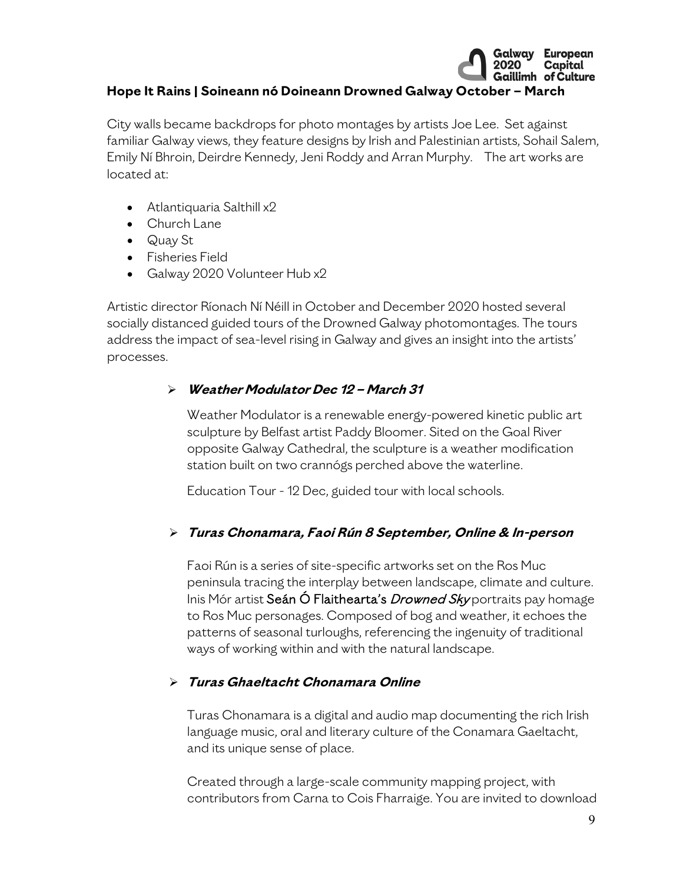**Hope It Rains | Soineann nó Doineann Drowned Galway October – March**

City walls became backdrops for photo montages by artists Joe Lee. Set against familiar Galway views, they feature designs by Irish and Palestinian artists, Sohail Salem, Emily Ní Bhroin, Deirdre Kennedy, Jeni Roddy and Arran Murphy. The art works are located at:

- Atlantiquaria Salthill x2
- Church Lane
- Quay St
- Fisheries Field
- Galway 2020 Volunteer Hub x2

Artistic director Ríonach Ní Néill in October and December 2020 hosted several socially distanced guided tours of the Drowned Galway photomontages. The tours address the impact of sea-level rising in Galway and gives an insight into the artists' processes.

- ***Weather Modulator Dec 12 – March 31***

  Weather Modulator is a renewable energy-powered kinetic public art sculpture by Belfast artist Paddy Bloomer. Sited on the Goal River opposite Galway Cathedral, the sculpture is a weather modification station built on two crannógs perched above the waterline.

  Education Tour - 12 Dec, guided tour with local schools.

- ***Turas Chonamara, Faoi Rún 8 September, Online & In-person***

  Faoi Rún is a series of site-specific artworks set on the Ros Muc peninsula tracing the interplay between landscape, climate and culture. Inis Mór artist **Seán Ó Flaithearta's** *Drowned Sky* portraits pay homage to Ros Muc personages. Composed of bog and weather, it echoes the patterns of seasonal turloughs, referencing the ingenuity of traditional ways of working within and with the natural landscape.

- ***Turas Ghaeltacht Chonamara Online***

  Turas Chonamara is a digital and audio map documenting the rich Irish language music, oral and literary culture of the Conamara Gaeltacht, and its unique sense of place.

  Created through a large-scale community mapping project, with contributors from Carna to Cois Fharraige. You are invited to download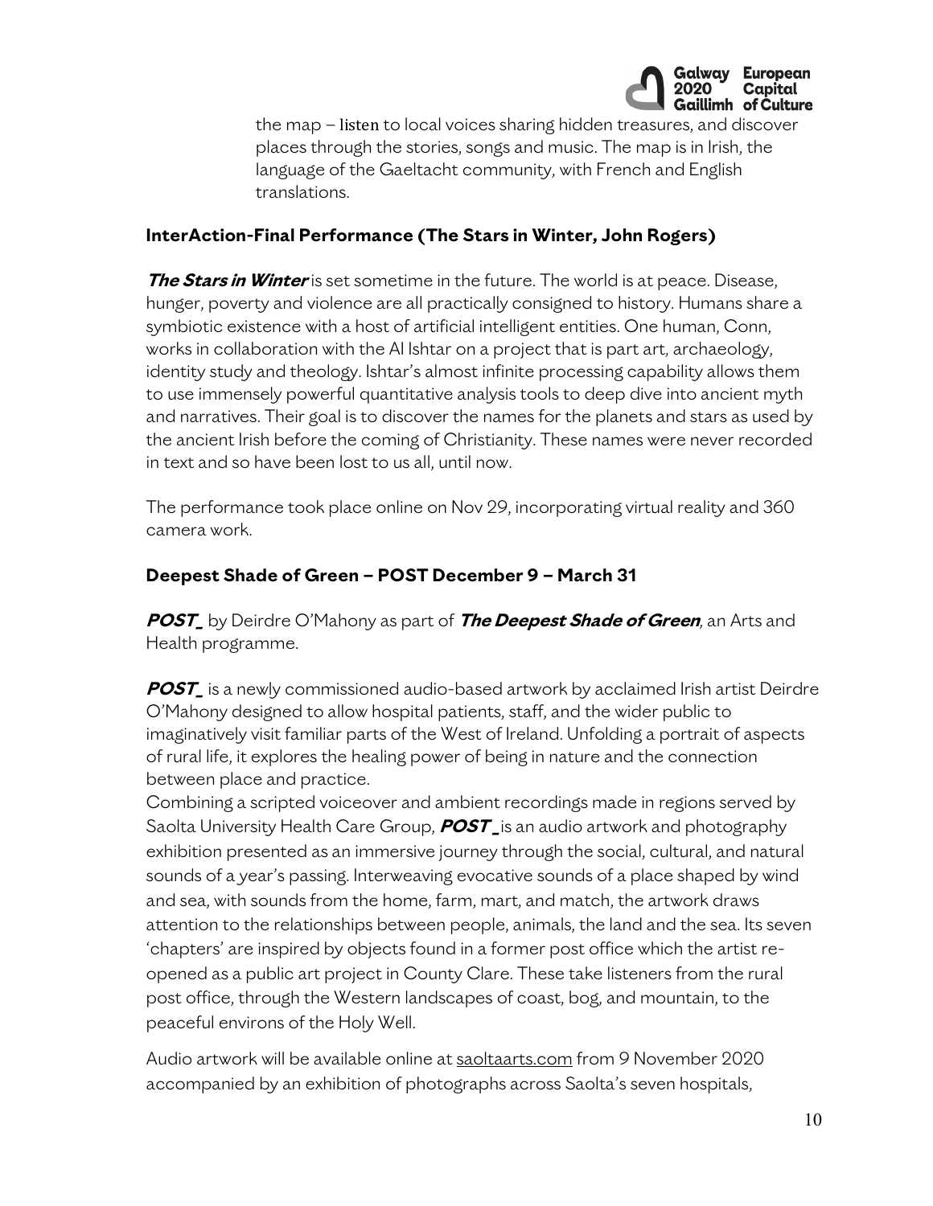the map – listen to local voices sharing hidden treasures, and discover places through the stories, songs and music. The map is in Irish, the language of the Gaeltacht community, with French and English translations.

### InterAction-Final Performance (The Stars in Winter, John Rogers)

***The Stars in Winter*** is set sometime in the future. The world is at peace. Disease, hunger, poverty and violence are all practically consigned to history. Humans share a symbiotic existence with a host of artificial intelligent entities. One human, Conn, works in collaboration with the AI Ishtar on a project that is part art, archaeology, identity study and theology. Ishtar's almost infinite processing capability allows them to use immensely powerful quantitative analysis tools to deep dive into ancient myth and narratives. Their goal is to discover the names for the planets and stars as used by the ancient Irish before the coming of Christianity. These names were never recorded in text and so have been lost to us all, until now.

The performance took place online on Nov 29, incorporating virtual reality and 360 camera work.

### Deepest Shade of Green – POST December 9 – March 31

***POST_*** by Deirdre O'Mahony as part of ***The Deepest Shade of Green***, an Arts and Health programme.

***POST_*** is a newly commissioned audio-based artwork by acclaimed Irish artist Deirdre O'Mahony designed to allow hospital patients, staff, and the wider public to imaginatively visit familiar parts of the West of Ireland. Unfolding a portrait of aspects of rural life, it explores the healing power of being in nature and the connection between place and practice.
Combining a scripted voiceover and ambient recordings made in regions served by Saolta University Health Care Group, ***POST_*** is an audio artwork and photography exhibition presented as an immersive journey through the social, cultural, and natural sounds of a year's passing. Interweaving evocative sounds of a place shaped by wind and sea, with sounds from the home, farm, mart, and match, the artwork draws attention to the relationships between people, animals, the land and the sea. Its seven 'chapters' are inspired by objects found in a former post office which the artist re-opened as a public art project in County Clare. These take listeners from the rural post office, through the Western landscapes of coast, bog, and mountain, to the peaceful environs of the Holy Well.

Audio artwork will be available online at saoltaarts.com from 9 November 2020 accompanied by an exhibition of photographs across Saolta's seven hospitals,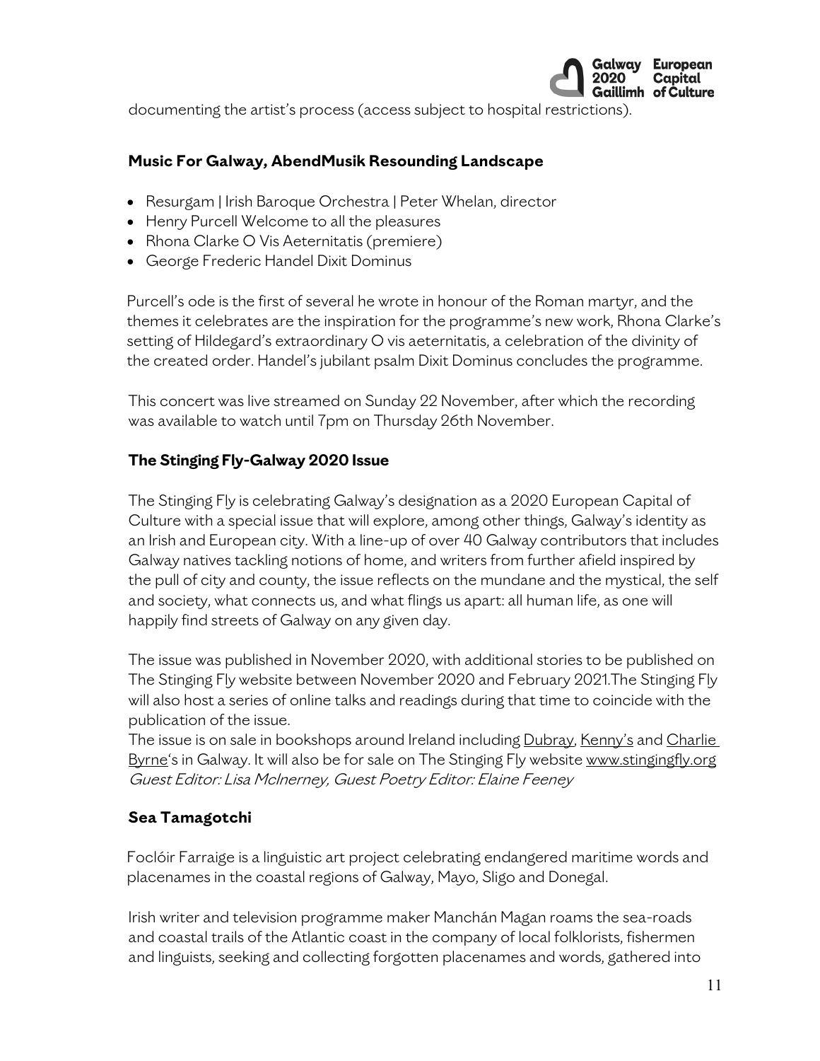documenting the artist's process (access subject to hospital restrictions).

### Music For Galway, AbendMusik Resounding Landscape

- Resurgam | Irish Baroque Orchestra | Peter Whelan, director
- Henry Purcell Welcome to all the pleasures
- Rhona Clarke O Vis Aeternitatis (premiere)
- George Frederic Handel Dixit Dominus

Purcell's ode is the first of several he wrote in honour of the Roman martyr, and the themes it celebrates are the inspiration for the programme's new work, Rhona Clarke's setting of Hildegard's extraordinary O vis aeternitatis, a celebration of the divinity of the created order. Handel's jubilant psalm Dixit Dominus concludes the programme.

This concert was live streamed on Sunday 22 November, after which the recording was available to watch until 7pm on Thursday 26th November.

### The Stinging Fly-Galway 2020 Issue

The Stinging Fly is celebrating Galway's designation as a 2020 European Capital of Culture with a special issue that will explore, among other things, Galway's identity as an Irish and European city. With a line-up of over 40 Galway contributors that includes Galway natives tackling notions of home, and writers from further afield inspired by the pull of city and county, the issue reflects on the mundane and the mystical, the self and society, what connects us, and what flings us apart: all human life, as one will happily find streets of Galway on any given day.

The issue was published in November 2020, with additional stories to be published on The Stinging Fly website between November 2020 and February 2021.The Stinging Fly will also host a series of online talks and readings during that time to coincide with the publication of the issue.
The issue is on sale in bookshops around Ireland including Dubray, Kenny's and Charlie Byrne's in Galway. It will also be for sale on The Stinging Fly website www.stingingfly.org
*Guest Editor: Lisa McInerney, Guest Poetry Editor: Elaine Feeney*

### Sea Tamagotchi

Foclóir Farraige is a linguistic art project celebrating endangered maritime words and placenames in the coastal regions of Galway, Mayo, Sligo and Donegal.

Irish writer and television programme maker Manchán Magan roams the sea-roads and coastal trails of the Atlantic coast in the company of local folklorists, fishermen and linguists, seeking and collecting forgotten placenames and words, gathered into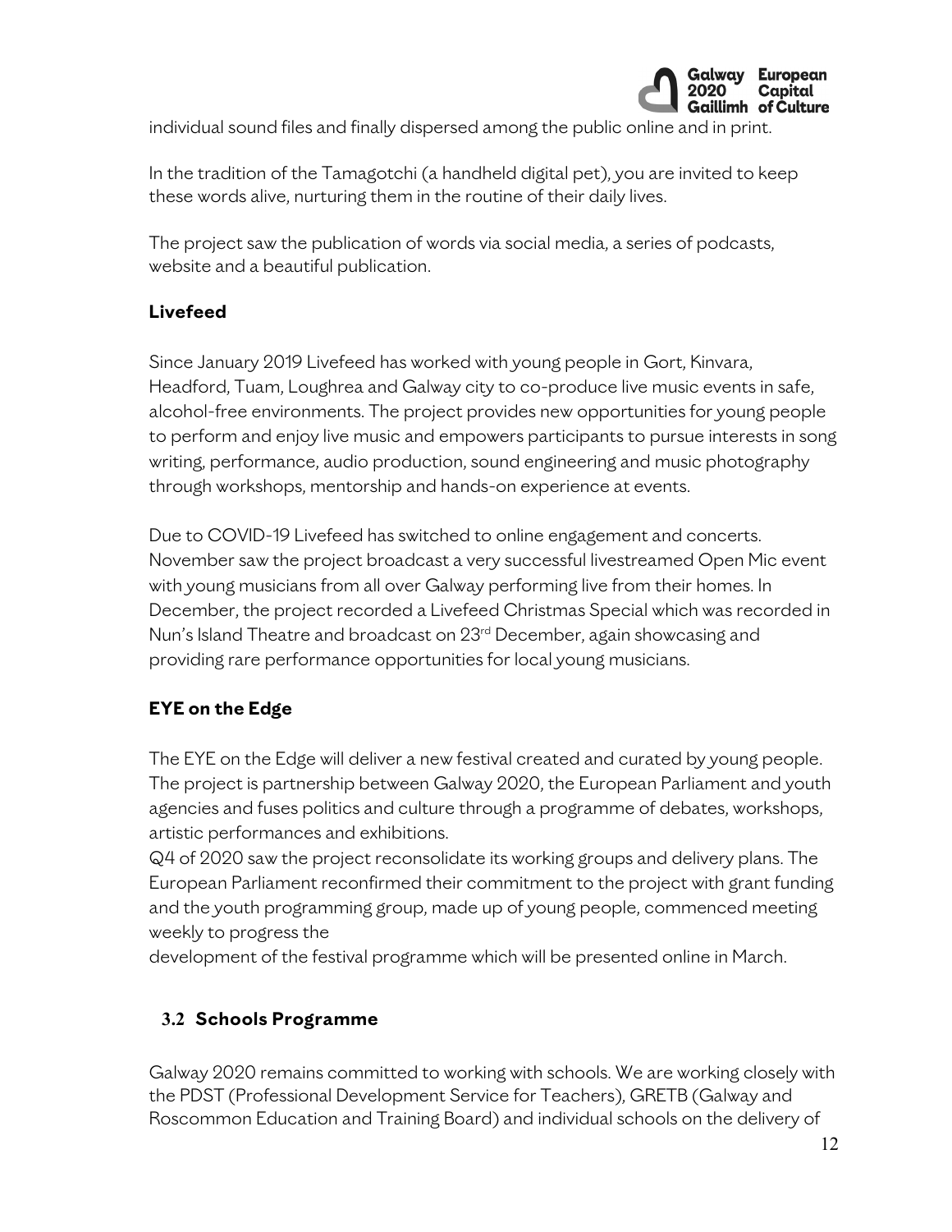individual sound files and finally dispersed among the public online and in print.

In the tradition of the Tamagotchi (a handheld digital pet), you are invited to keep these words alive, nurturing them in the routine of their daily lives.

The project saw the publication of words via social media, a series of podcasts, website and a beautiful publication.

### Livefeed

Since January 2019 Livefeed has worked with young people in Gort, Kinvara, Headford, Tuam, Loughrea and Galway city to co-produce live music events in safe, alcohol-free environments. The project provides new opportunities for young people to perform and enjoy live music and empowers participants to pursue interests in song writing, performance, audio production, sound engineering and music photography through workshops, mentorship and hands-on experience at events.

Due to COVID-19 Livefeed has switched to online engagement and concerts. November saw the project broadcast a very successful livestreamed Open Mic event with young musicians from all over Galway performing live from their homes. In December, the project recorded a Livefeed Christmas Special which was recorded in Nun's Island Theatre and broadcast on 23rd December, again showcasing and providing rare performance opportunities for local young musicians.

### EYE on the Edge

The EYE on the Edge will deliver a new festival created and curated by young people. The project is partnership between Galway 2020, the European Parliament and youth agencies and fuses politics and culture through a programme of debates, workshops, artistic performances and exhibitions.

Q4 of 2020 saw the project reconsolidate its working groups and delivery plans. The European Parliament reconfirmed their commitment to the project with grant funding and the youth programming group, made up of young people, commenced meeting weekly to progress the development of the festival programme which will be presented online in March.

## 3.2 Schools Programme

Galway 2020 remains committed to working with schools. We are working closely with the PDST (Professional Development Service for Teachers), GRETB (Galway and Roscommon Education and Training Board) and individual schools on the delivery of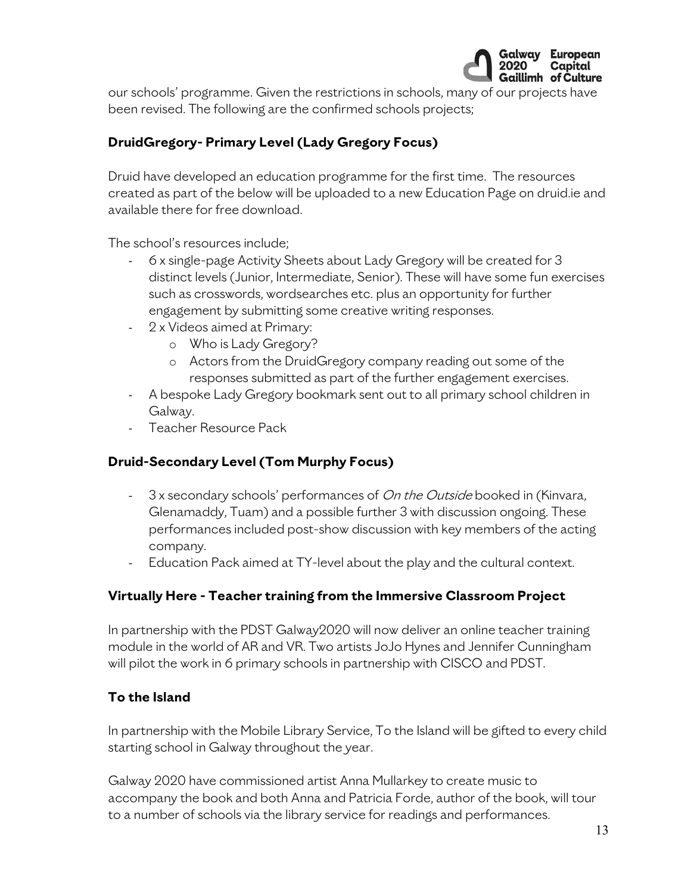our schools' programme. Given the restrictions in schools, many of our projects have been revised. The following are the confirmed schools projects;

### DruidGregory- Primary Level (Lady Gregory Focus)

Druid have developed an education programme for the first time. The resources created as part of the below will be uploaded to a new Education Page on druid.ie and available there for free download.

The school's resources include;

- 6 x single-page Activity Sheets about Lady Gregory will be created for 3 distinct levels (Junior, Intermediate, Senior). These will have some fun exercises such as crosswords, wordsearches etc. plus an opportunity for further engagement by submitting some creative writing responses.
- 2 x Videos aimed at Primary:
  - Who is Lady Gregory?
  - Actors from the DruidGregory company reading out some of the responses submitted as part of the further engagement exercises.
- A bespoke Lady Gregory bookmark sent out to all primary school children in Galway.
- Teacher Resource Pack

### Druid-Secondary Level (Tom Murphy Focus)

- 3 x secondary schools' performances of *On the Outside* booked in (Kinvara, Glenamaddy, Tuam) and a possible further 3 with discussion ongoing. These performances included post-show discussion with key members of the acting company.
- Education Pack aimed at TY-level about the play and the cultural context.

### Virtually Here - Teacher training from the Immersive Classroom Project

In partnership with the PDST Galway2020 will now deliver an online teacher training module in the world of AR and VR. Two artists JoJo Hynes and Jennifer Cunningham will pilot the work in 6 primary schools in partnership with CISCO and PDST.

### To the Island

In partnership with the Mobile Library Service, To the Island will be gifted to every child starting school in Galway throughout the year.

Galway 2020 have commissioned artist Anna Mullarkey to create music to accompany the book and both Anna and Patricia Forde, author of the book, will tour to a number of schools via the library service for readings and performances.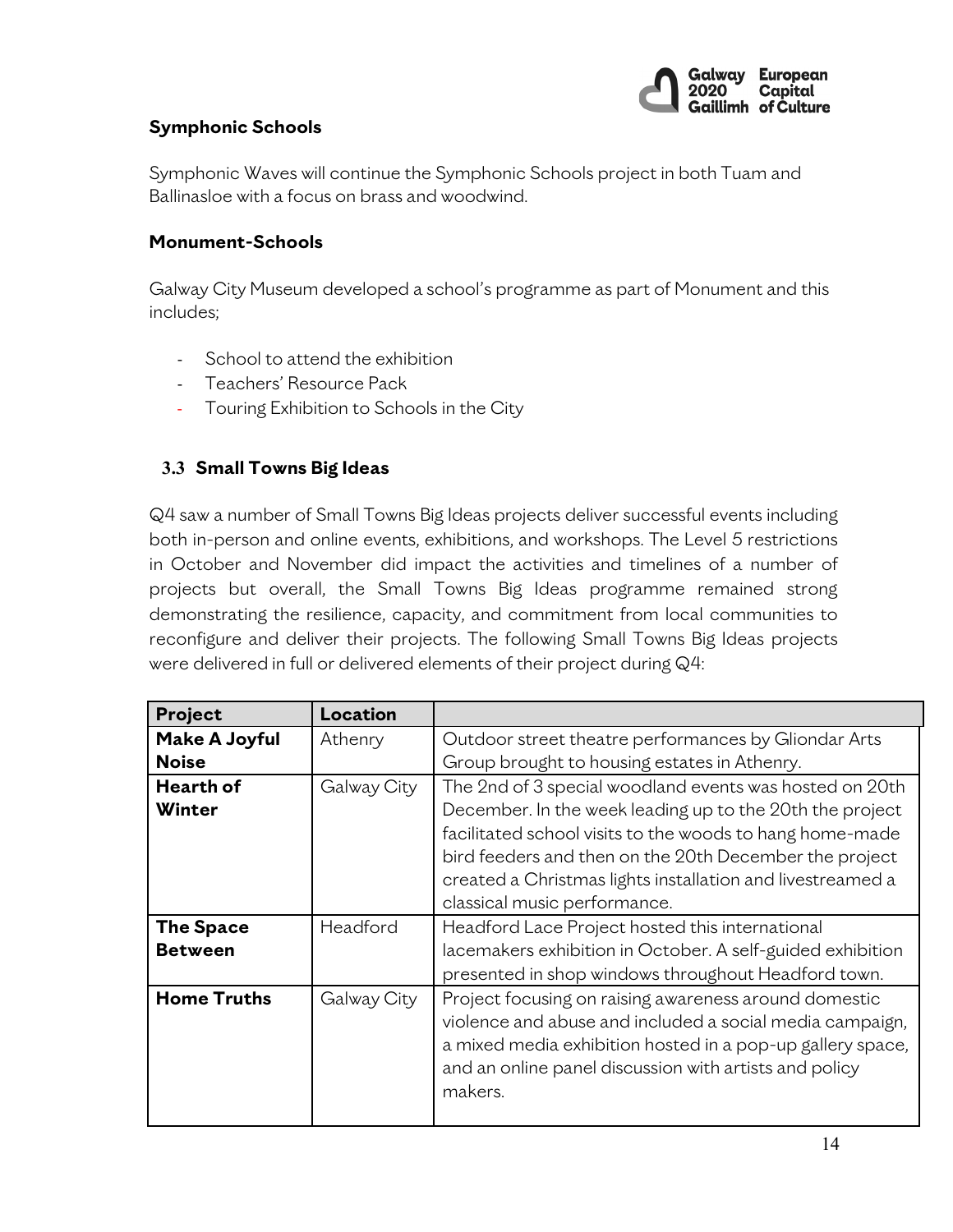### Symphonic Schools

Symphonic Waves will continue the Symphonic Schools project in both Tuam and Ballinasloe with a focus on brass and woodwind.

### Monument-Schools

Galway City Museum developed a school's programme as part of Monument and this includes;

- School to attend the exhibition
- Teachers' Resource Pack
- Touring Exhibition to Schools in the City

## 3.3 Small Towns Big Ideas

Q4 saw a number of Small Towns Big Ideas projects deliver successful events including both in-person and online events, exhibitions, and workshops. The Level 5 restrictions in October and November did impact the activities and timelines of a number of projects but overall, the Small Towns Big Ideas programme remained strong demonstrating the resilience, capacity, and commitment from local communities to reconfigure and deliver their projects. The following Small Towns Big Ideas projects were delivered in full or delivered elements of their project during Q4:

| Project | Location | |
|---|---|---|
| **Make A Joyful Noise** | Athenry | Outdoor street theatre performances by Gliondar Arts Group brought to housing estates in Athenry. |
| **Hearth of Winter** | Galway City | The 2nd of 3 special woodland events was hosted on 20th December. In the week leading up to the 20th the project facilitated school visits to the woods to hang home-made bird feeders and then on the 20th December the project created a Christmas lights installation and livestreamed a classical music performance. |
| **The Space Between** | Headford | Headford Lace Project hosted this international lacemakers exhibition in October. A self-guided exhibition presented in shop windows throughout Headford town. |
| **Home Truths** | Galway City | Project focusing on raising awareness around domestic violence and abuse and included a social media campaign, a mixed media exhibition hosted in a pop-up gallery space, and an online panel discussion with artists and policy makers. |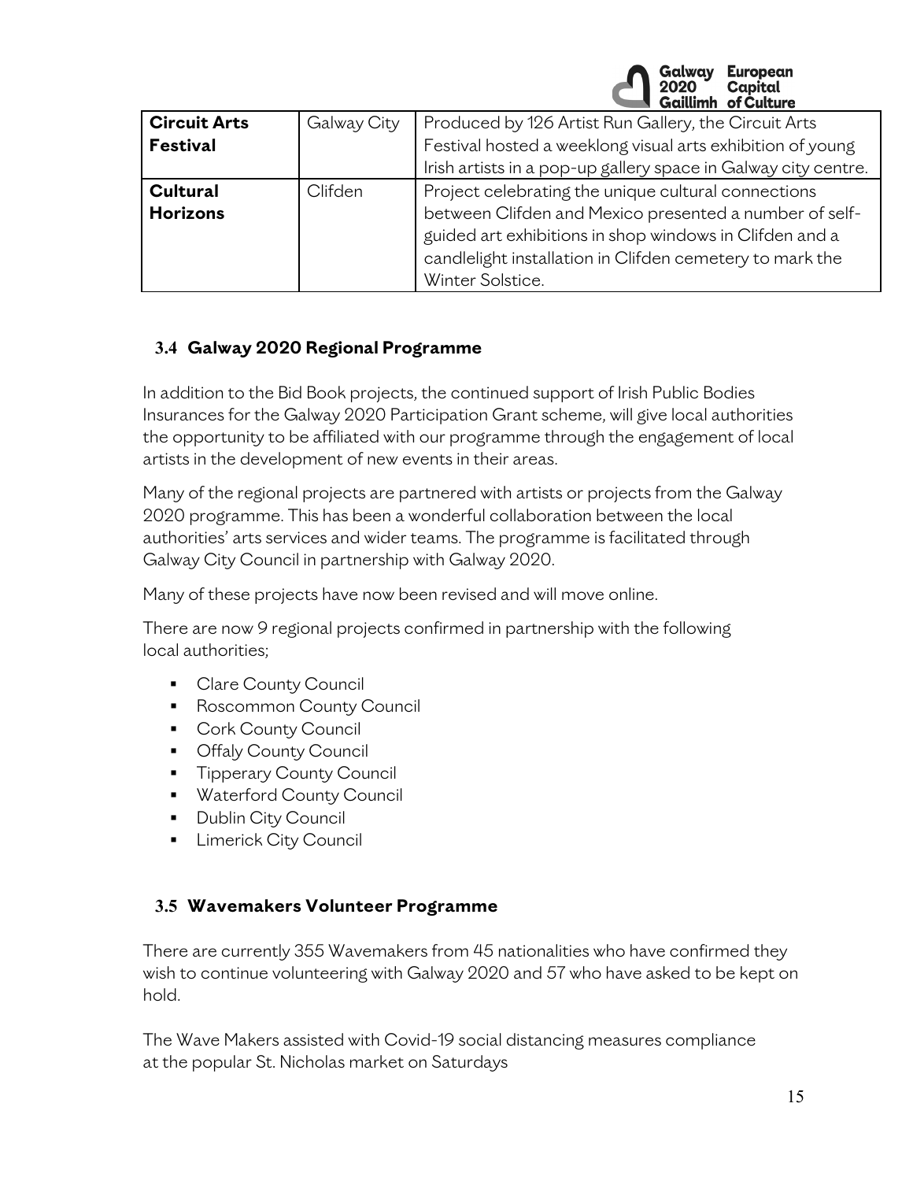| Circuit Arts Festival | Galway City | Produced by 126 Artist Run Gallery, the Circuit Arts Festival hosted a weeklong visual arts exhibition of young Irish artists in a pop-up gallery space in Galway city centre. |
|---|---|---|
| **Cultural Horizons** | Clifden | Project celebrating the unique cultural connections between Clifden and Mexico presented a number of self-guided art exhibitions in shop windows in Clifden and a candlelight installation in Clifden cemetery to mark the Winter Solstice. |

### 3.4 Galway 2020 Regional Programme

In addition to the Bid Book projects, the continued support of Irish Public Bodies Insurances for the Galway 2020 Participation Grant scheme, will give local authorities the opportunity to be affiliated with our programme through the engagement of local artists in the development of new events in their areas.

Many of the regional projects are partnered with artists or projects from the Galway 2020 programme. This has been a wonderful collaboration between the local authorities' arts services and wider teams. The programme is facilitated through Galway City Council in partnership with Galway 2020.

Many of these projects have now been revised and will move online.

There are now 9 regional projects confirmed in partnership with the following local authorities;

- Clare County Council
- Roscommon County Council
- Cork County Council
- Offaly County Council
- Tipperary County Council
- Waterford County Council
- Dublin City Council
- Limerick City Council

### 3.5 Wavemakers Volunteer Programme

There are currently 355 Wavemakers from 45 nationalities who have confirmed they wish to continue volunteering with Galway 2020 and 57 who have asked to be kept on hold.

The Wave Makers assisted with Covid-19 social distancing measures compliance at the popular St. Nicholas market on Saturdays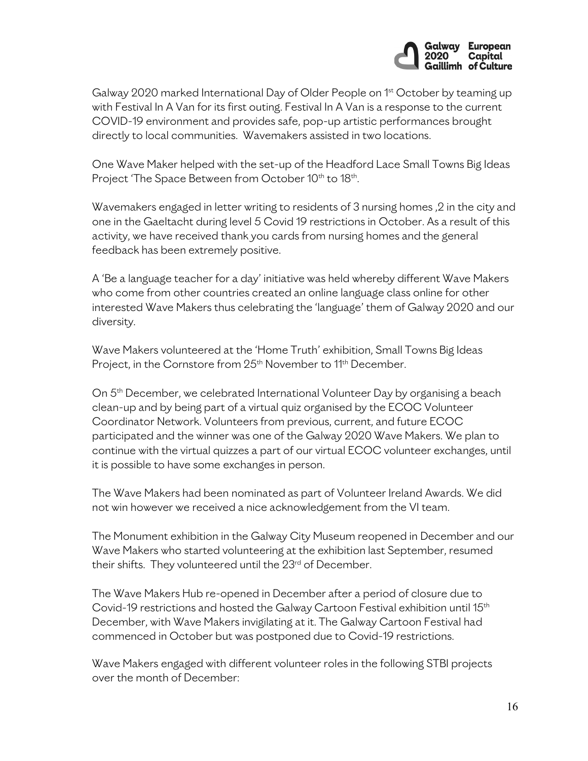Galway 2020 marked International Day of Older People on 1st October by teaming up with Festival In A Van for its first outing. Festival In A Van is a response to the current COVID-19 environment and provides safe, pop-up artistic performances brought directly to local communities. Wavemakers assisted in two locations.

One Wave Maker helped with the set-up of the Headford Lace Small Towns Big Ideas Project 'The Space Between from October 10th to 18th.

Wavemakers engaged in letter writing to residents of 3 nursing homes ,2 in the city and one in the Gaeltacht during level 5 Covid 19 restrictions in October. As a result of this activity, we have received thank you cards from nursing homes and the general feedback has been extremely positive.

A 'Be a language teacher for a day' initiative was held whereby different Wave Makers who come from other countries created an online language class online for other interested Wave Makers thus celebrating the 'language' them of Galway 2020 and our diversity.

Wave Makers volunteered at the 'Home Truth' exhibition, Small Towns Big Ideas Project, in the Cornstore from 25th November to 11th December.

On 5th December, we celebrated International Volunteer Day by organising a beach clean-up and by being part of a virtual quiz organised by the ECOC Volunteer Coordinator Network. Volunteers from previous, current, and future ECOC participated and the winner was one of the Galway 2020 Wave Makers. We plan to continue with the virtual quizzes a part of our virtual ECOC volunteer exchanges, until it is possible to have some exchanges in person.

The Wave Makers had been nominated as part of Volunteer Ireland Awards. We did not win however we received a nice acknowledgement from the VI team.

The Monument exhibition in the Galway City Museum reopened in December and our Wave Makers who started volunteering at the exhibition last September, resumed their shifts. They volunteered until the 23rd of December.

The Wave Makers Hub re-opened in December after a period of closure due to Covid-19 restrictions and hosted the Galway Cartoon Festival exhibition until 15th December, with Wave Makers invigilating at it. The Galway Cartoon Festival had commenced in October but was postponed due to Covid-19 restrictions.

Wave Makers engaged with different volunteer roles in the following STBI projects over the month of December: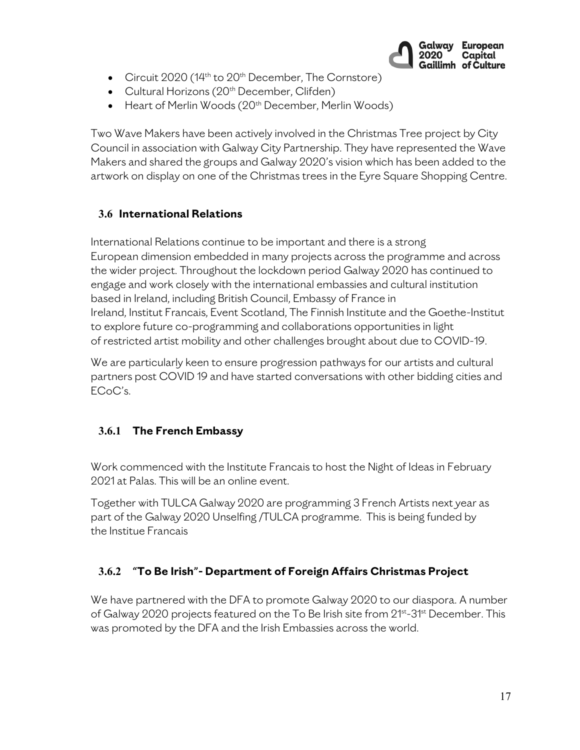- Circuit 2020 (14th to 20th December, The Cornstore)
- Cultural Horizons (20th December, Clifden)
- Heart of Merlin Woods (20th December, Merlin Woods)

Two Wave Makers have been actively involved in the Christmas Tree project by City Council in association with Galway City Partnership. They have represented the Wave Makers and shared the groups and Galway 2020's vision which has been added to the artwork on display on one of the Christmas trees in the Eyre Square Shopping Centre.

### 3.6 International Relations

International Relations continue to be important and there is a strong European dimension embedded in many projects across the programme and across the wider project. Throughout the lockdown period Galway 2020 has continued to engage and work closely with the international embassies and cultural institution based in Ireland, including British Council, Embassy of France in Ireland, Institut Francais, Event Scotland, The Finnish Institute and the Goethe-Institut to explore future co-programming and collaborations opportunities in light of restricted artist mobility and other challenges brought about due to COVID-19.

We are particularly keen to ensure progression pathways for our artists and cultural partners post COVID 19 and have started conversations with other bidding cities and ECoC's.

#### 3.6.1 The French Embassy

Work commenced with the Institute Francais to host the Night of Ideas in February 2021 at Palas. This will be an online event.

Together with TULCA Galway 2020 are programming 3 French Artists next year as part of the Galway 2020 Unselfing /TULCA programme. This is being funded by the Institue Francais

#### 3.6.2 "To Be Irish"- Department of Foreign Affairs Christmas Project

We have partnered with the DFA to promote Galway 2020 to our diaspora. A number of Galway 2020 projects featured on the To Be Irish site from 21st-31st December. This was promoted by the DFA and the Irish Embassies across the world.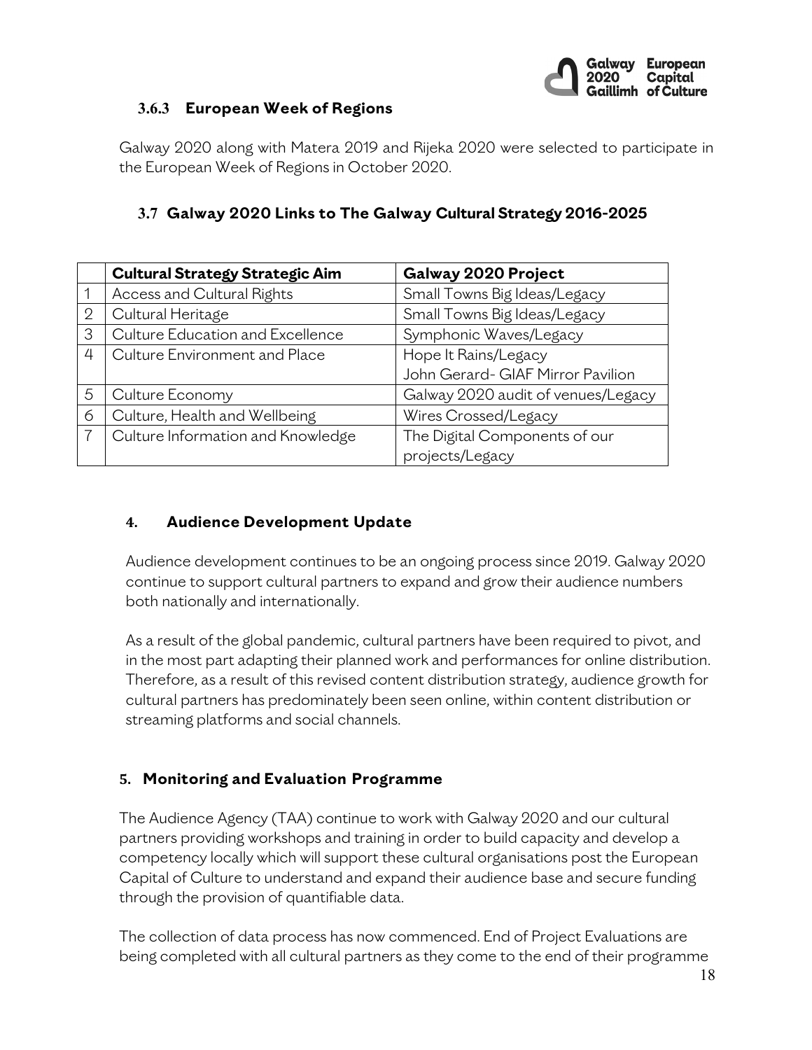### 3.6.3 European Week of Regions

Galway 2020 along with Matera 2019 and Rijeka 2020 were selected to participate in the European Week of Regions in October 2020.

## 3.7 Galway 2020 Links to The Galway Cultural Strategy 2016-2025

| | **Cultural Strategy Strategic Aim** | **Galway 2020 Project** |
|---|---|---|
| 1 | Access and Cultural Rights | Small Towns Big Ideas/Legacy |
| 2 | Cultural Heritage | Small Towns Big Ideas/Legacy |
| 3 | Culture Education and Excellence | Symphonic Waves/Legacy |
| 4 | Culture Environment and Place | Hope It Rains/Legacy<br>John Gerard- GIAF Mirror Pavilion |
| 5 | Culture Economy | Galway 2020 audit of venues/Legacy |
| 6 | Culture, Health and Wellbeing | Wires Crossed/Legacy |
| 7 | Culture Information and Knowledge | The Digital Components of our projects/Legacy |

# 4. Audience Development Update

Audience development continues to be an ongoing process since 2019. Galway 2020 continue to support cultural partners to expand and grow their audience numbers both nationally and internationally.

As a result of the global pandemic, cultural partners have been required to pivot, and in the most part adapting their planned work and performances for online distribution. Therefore, as a result of this revised content distribution strategy, audience growth for cultural partners has predominately been seen online, within content distribution or streaming platforms and social channels.

# 5. Monitoring and Evaluation Programme

The Audience Agency (TAA) continue to work with Galway 2020 and our cultural partners providing workshops and training in order to build capacity and develop a competency locally which will support these cultural organisations post the European Capital of Culture to understand and expand their audience base and secure funding through the provision of quantifiable data.

The collection of data process has now commenced. End of Project Evaluations are being completed with all cultural partners as they come to the end of their programme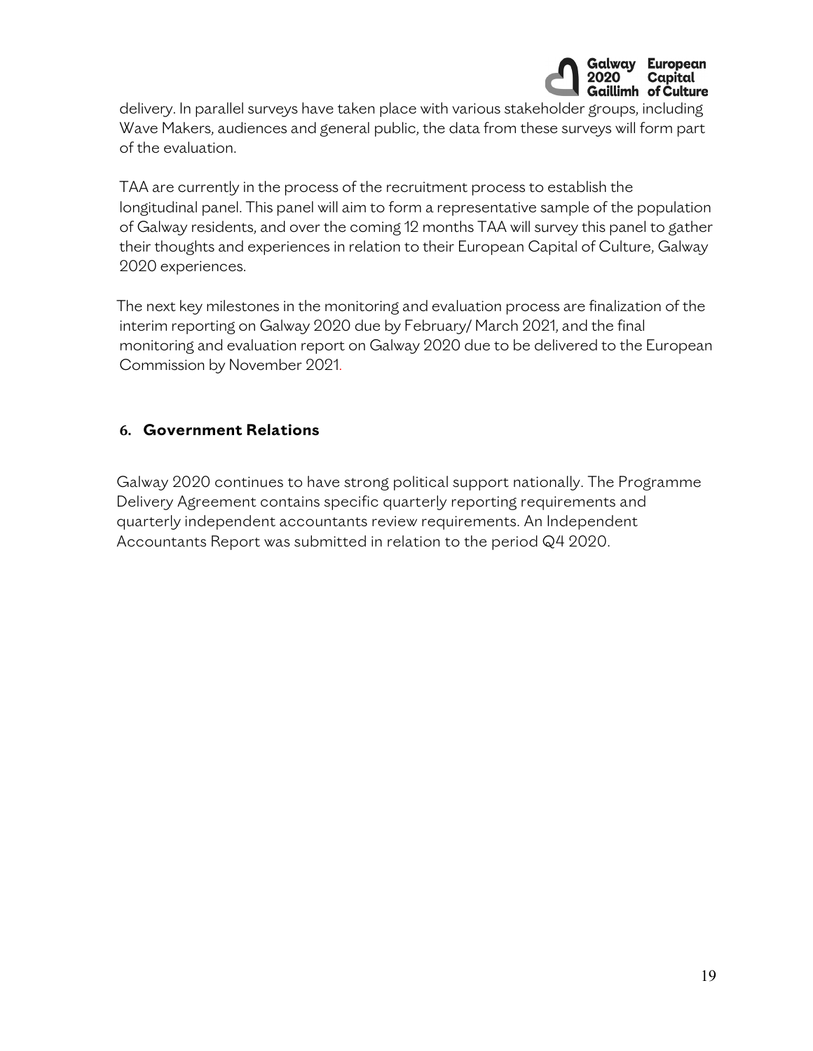delivery. In parallel surveys have taken place with various stakeholder groups, including Wave Makers, audiences and general public, the data from these surveys will form part of the evaluation.

TAA are currently in the process of the recruitment process to establish the longitudinal panel. This panel will aim to form a representative sample of the population of Galway residents, and over the coming 12 months TAA will survey this panel to gather their thoughts and experiences in relation to their European Capital of Culture, Galway 2020 experiences.

The next key milestones in the monitoring and evaluation process are finalization of the interim reporting on Galway 2020 due by February/ March 2021, and the final monitoring and evaluation report on Galway 2020 due to be delivered to the European Commission by November 2021.

## 6. Government Relations

Galway 2020 continues to have strong political support nationally. The Programme Delivery Agreement contains specific quarterly reporting requirements and quarterly independent accountants review requirements. An Independent Accountants Report was submitted in relation to the period Q4 2020.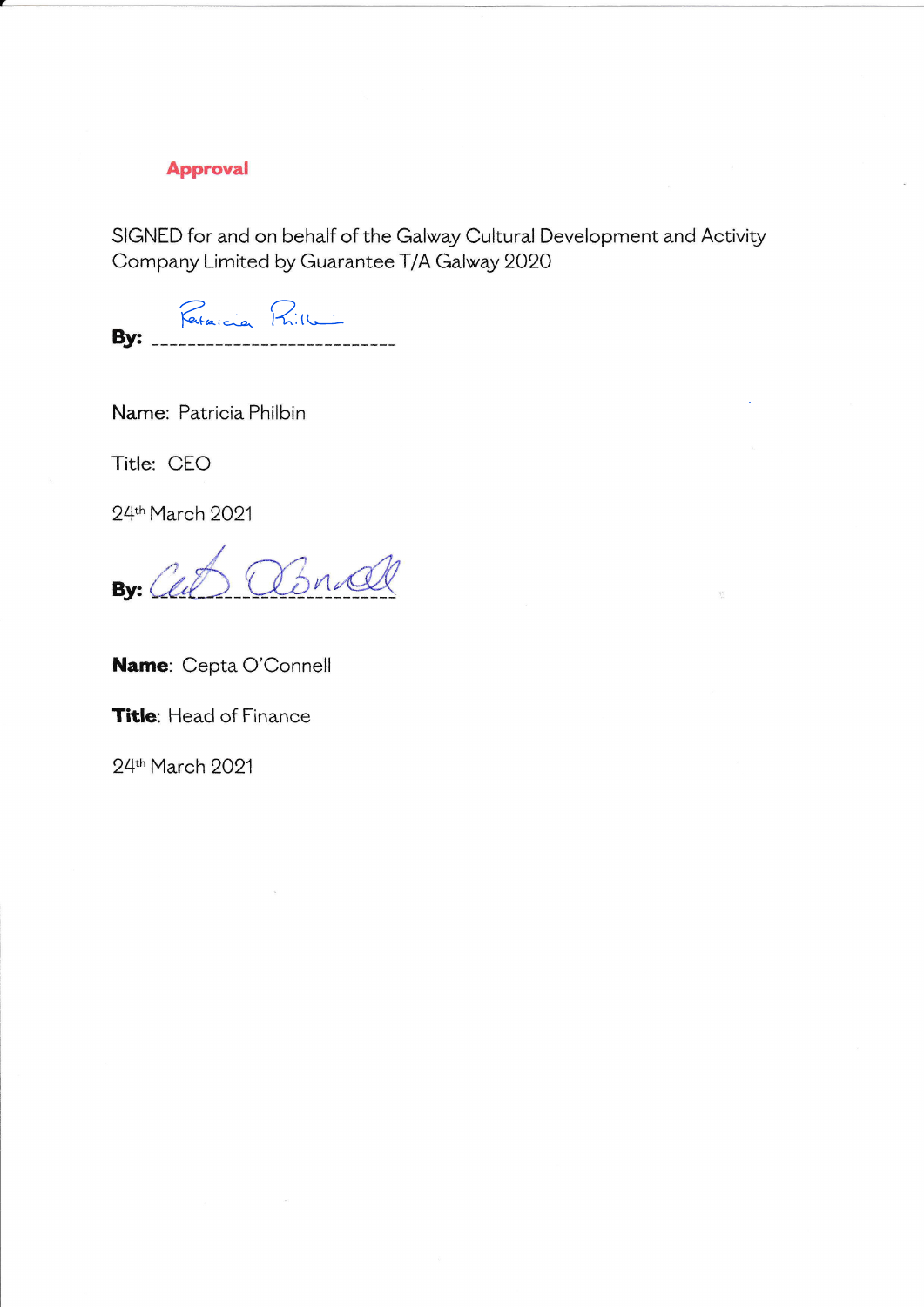## Approval

SIGNED for and on behalf of the Galway Cultural Development and Activity Company Limited by Guarantee T/A Galway 2020

By: ____________________________

Name: Patricia Philbin

Title: CEO

24th March 2021

By: ____________________________

**Name**: Cepta O'Connell

**Title**: Head of Finance

24th March 2021